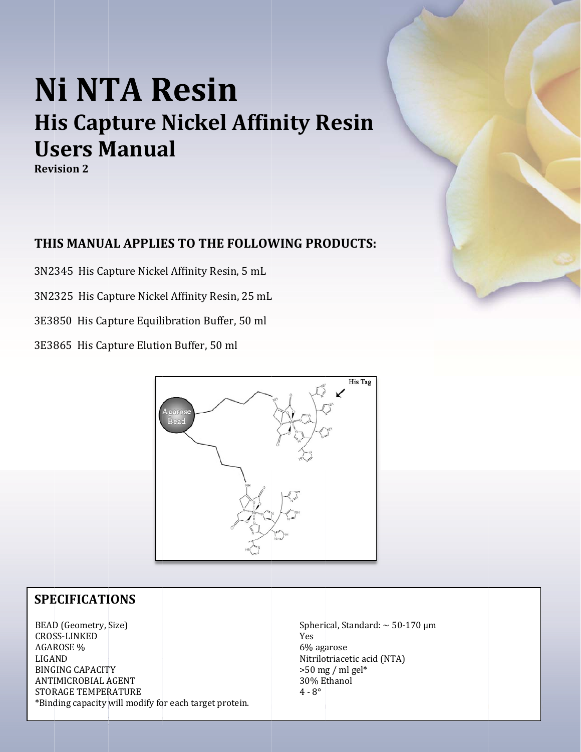# Ni NTA Resin

## His Capture Nickel Affinity Resin Users Manual

**Revision 2**

### THIS MANUAL APPLIES TO THE FOLLOWING PRODUCTS:

3N2345 His Capture Nickel Affinity Resin, 5 mL

3N2325 His Capture Nickel Affinity Resin, 25 mL

3E3850 His Capture Equilibration Buffer, 50 ml

3E3865 His Capture Elution Buffer, 50 ml

## SPECIFICATIONS

| | |
|---|---|
| BEAD (Geometry, Size) | Spherical, Standard: ~ 50-170 μm |
| CROSS-LINKED | Yes |
| AGAROSE % | 6% agarose |
| LIGAND | Nitrilotriacetic acid (NTA) |
| BINGING CAPACITY | >50 mg / ml gel* |
| ANTIMICROBIAL AGENT | 30% Ethanol |
| STORAGE TEMPERATURE | 4 - 8° |

*Binding capacity will modify for each target protein.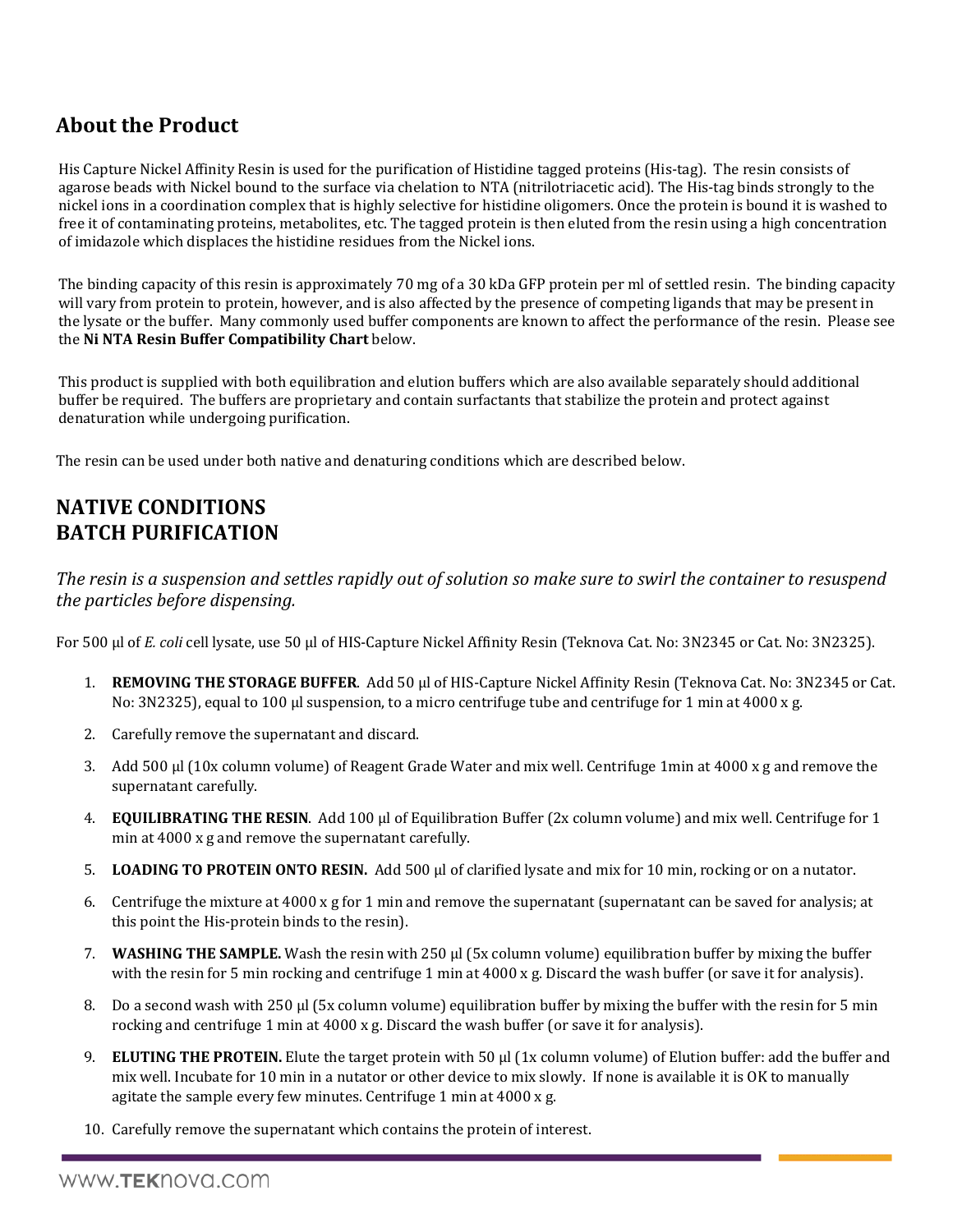## About the Product

His Capture Nickel Affinity Resin is used for the purification of Histidine tagged proteins (His-tag). The resin consists of agarose beads with Nickel bound to the surface via chelation to NTA (nitrilotriacetic acid). The His-tag binds strongly to the nickel ions in a coordination complex that is highly selective for histidine oligomers. Once the protein is bound it is washed to free it of contaminating proteins, metabolites, etc. The tagged protein is then eluted from the resin using a high concentration of imidazole which displaces the histidine residues from the Nickel ions.

The binding capacity of this resin is approximately 70 mg of a 30 kDa GFP protein per ml of settled resin. The binding capacity will vary from protein to protein, however, and is also affected by the presence of competing ligands that may be present in the lysate or the buffer. Many commonly used buffer components are known to affect the performance of the resin. Please see the **Ni NTA Resin Buffer Compatibility Chart** below.

This product is supplied with both equilibration and elution buffers which are also available separately should additional buffer be required. The buffers are proprietary and contain surfactants that stabilize the protein and protect against denaturation while undergoing purification.

The resin can be used under both native and denaturing conditions which are described below.

## NATIVE CONDITIONS
## BATCH PURIFICATION

*The resin is a suspension and settles rapidly out of solution so make sure to swirl the container to resuspend the particles before dispensing.*

For 500 µl of *E. coli* cell lysate, use 50 µl of HIS-Capture Nickel Affinity Resin (Teknova Cat. No: 3N2345 or Cat. No: 3N2325).

1. **REMOVING THE STORAGE BUFFER**. Add 50 µl of HIS-Capture Nickel Affinity Resin (Teknova Cat. No: 3N2345 or Cat. No: 3N2325), equal to 100 µl suspension, to a micro centrifuge tube and centrifuge for 1 min at 4000 x g.
2. Carefully remove the supernatant and discard.
3. Add 500 µl (10x column volume) of Reagent Grade Water and mix well. Centrifuge 1min at 4000 x g and remove the supernatant carefully.
4. **EQUILIBRATING THE RESIN**. Add 100 µl of Equilibration Buffer (2x column volume) and mix well. Centrifuge for 1 min at 4000 x g and remove the supernatant carefully.
5. **LOADING TO PROTEIN ONTO RESIN.** Add 500 µl of clarified lysate and mix for 10 min, rocking or on a nutator.
6. Centrifuge the mixture at 4000 x g for 1 min and remove the supernatant (supernatant can be saved for analysis; at this point the His-protein binds to the resin).
7. **WASHING THE SAMPLE.** Wash the resin with 250 µl (5x column volume) equilibration buffer by mixing the buffer with the resin for 5 min rocking and centrifuge 1 min at 4000 x g. Discard the wash buffer (or save it for analysis).
8. Do a second wash with 250 µl (5x column volume) equilibration buffer by mixing the buffer with the resin for 5 min rocking and centrifuge 1 min at 4000 x g. Discard the wash buffer (or save it for analysis).
9. **ELUTING THE PROTEIN.** Elute the target protein with 50 µl (1x column volume) of Elution buffer: add the buffer and mix well. Incubate for 10 min in a nutator or other device to mix slowly. If none is available it is OK to manually agitate the sample every few minutes. Centrifuge 1 min at 4000 x g.
10. Carefully remove the supernatant which contains the protein of interest.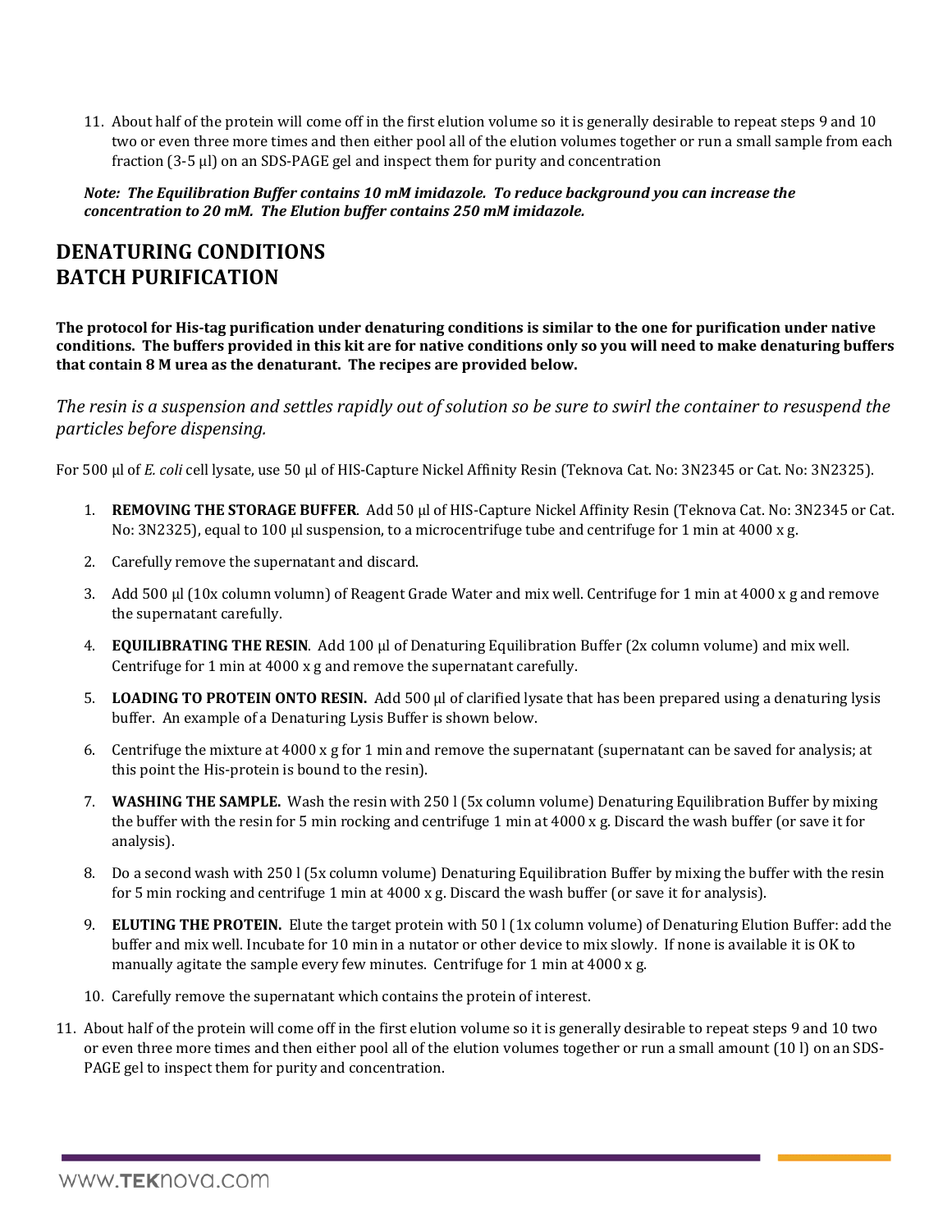11. About half of the protein will come off in the first elution volume so it is generally desirable to repeat steps 9 and 10 two or even three more times and then either pool all of the elution volumes together or run a small sample from each fraction (3-5 µl) on an SDS-PAGE gel and inspect them for purity and concentration

***Note: The Equilibration Buffer contains 10 mM imidazole. To reduce background you can increase the concentration to 20 mM. The Elution buffer contains 250 mM imidazole.***

## DENATURING CONDITIONS
## BATCH PURIFICATION

**The protocol for His-tag purification under denaturing conditions is similar to the one for purification under native conditions. The buffers provided in this kit are for native conditions only so you will need to make denaturing buffers that contain 8 M urea as the denaturant. The recipes are provided below.**

*The resin is a suspension and settles rapidly out of solution so be sure to swirl the container to resuspend the particles before dispensing.*

For 500 µl of *E. coli* cell lysate, use 50 µl of HIS-Capture Nickel Affinity Resin (Teknova Cat. No: 3N2345 or Cat. No: 3N2325).

1. **REMOVING THE STORAGE BUFFER**. Add 50 µl of HIS-Capture Nickel Affinity Resin (Teknova Cat. No: 3N2345 or Cat. No: 3N2325), equal to 100 µl suspension, to a microcentrifuge tube and centrifuge for 1 min at 4000 x g.
2. Carefully remove the supernatant and discard.
3. Add 500 µl (10x column volumn) of Reagent Grade Water and mix well. Centrifuge for 1 min at 4000 x g and remove the supernatant carefully.
4. **EQUILIBRATING THE RESIN**. Add 100 µl of Denaturing Equilibration Buffer (2x column volume) and mix well. Centrifuge for 1 min at 4000 x g and remove the supernatant carefully.
5. **LOADING TO PROTEIN ONTO RESIN.** Add 500 µl of clarified lysate that has been prepared using a denaturing lysis buffer. An example of a Denaturing Lysis Buffer is shown below.
6. Centrifuge the mixture at 4000 x g for 1 min and remove the supernatant (supernatant can be saved for analysis; at this point the His-protein is bound to the resin).
7. **WASHING THE SAMPLE.** Wash the resin with 250 l (5x column volume) Denaturing Equilibration Buffer by mixing the buffer with the resin for 5 min rocking and centrifuge 1 min at 4000 x g. Discard the wash buffer (or save it for analysis).
8. Do a second wash with 250 l (5x column volume) Denaturing Equilibration Buffer by mixing the buffer with the resin for 5 min rocking and centrifuge 1 min at 4000 x g. Discard the wash buffer (or save it for analysis).
9. **ELUTING THE PROTEIN.** Elute the target protein with 50 l (1x column volume) of Denaturing Elution Buffer: add the buffer and mix well. Incubate for 10 min in a nutator or other device to mix slowly. If none is available it is OK to manually agitate the sample every few minutes. Centrifuge for 1 min at 4000 x g.
10. Carefully remove the supernatant which contains the protein of interest.
11. About half of the protein will come off in the first elution volume so it is generally desirable to repeat steps 9 and 10 two or even three more times and then either pool all of the elution volumes together or run a small amount (10 l) on an SDS-PAGE gel to inspect them for purity and concentration.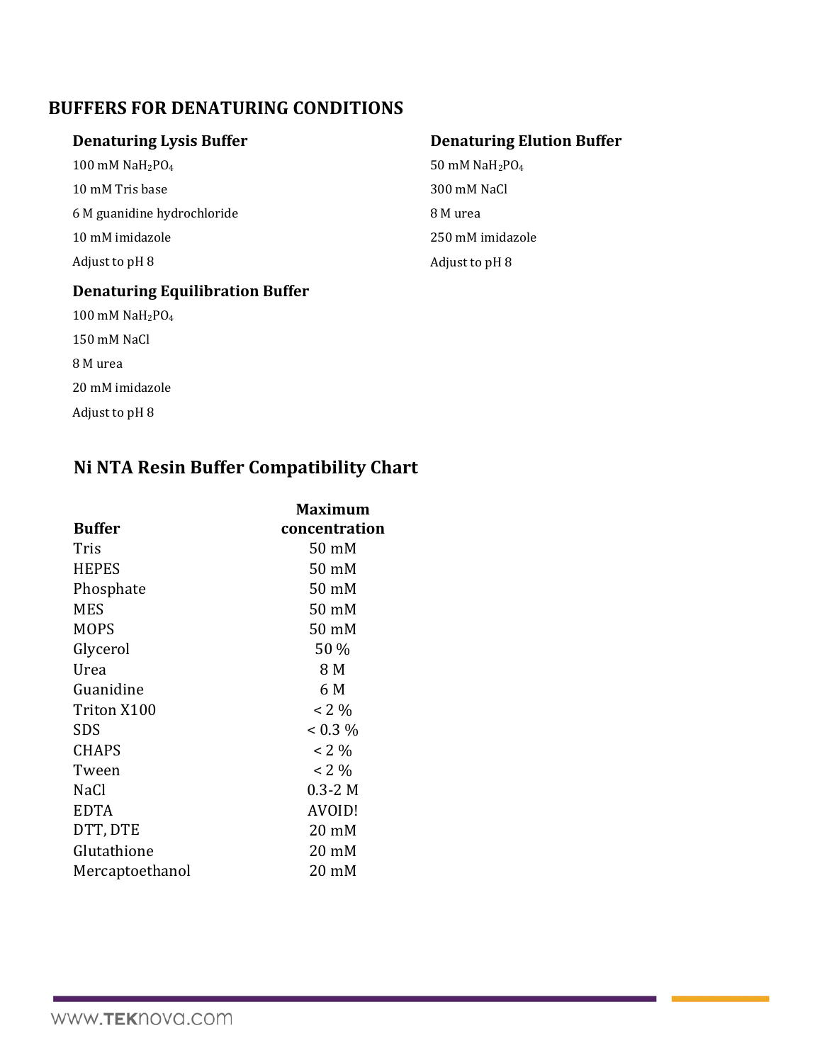## BUFFERS FOR DENATURING CONDITIONS

### Denaturing Lysis Buffer

100 mM $NaH_2PO_4$

10 mM Tris base

6 M guanidine hydrochloride

10 mM imidazole

Adjust to pH 8

### Denaturing Equilibration Buffer

100 mM $NaH_2PO_4$

150 mM NaCl

8 M urea

20 mM imidazole

Adjust to pH 8

### Denaturing Elution Buffer

50 mM $NaH_2PO_4$

300 mM NaCl

8 M urea

250 mM imidazole

Adjust to pH 8

## Ni NTA Resin Buffer Compatibility Chart

| Buffer | Maximum concentration |
|---|---|
| Tris | 50 mM |
| HEPES | 50 mM |
| Phosphate | 50 mM |
| MES | 50 mM |
| MOPS | 50 mM |
| Glycerol | 50 % |
| Urea | 8 M |
| Guanidine | 6 M |
| Triton X100 | < 2 % |
| SDS | < 0.3 % |
| CHAPS | < 2 % |
| Tween | < 2 % |
| NaCl | 0.3-2 M |
| EDTA | AVOID! |
| DTT, DTE | 20 mM |
| Glutathione | 20 mM |
| Mercaptoethanol | 20 mM |